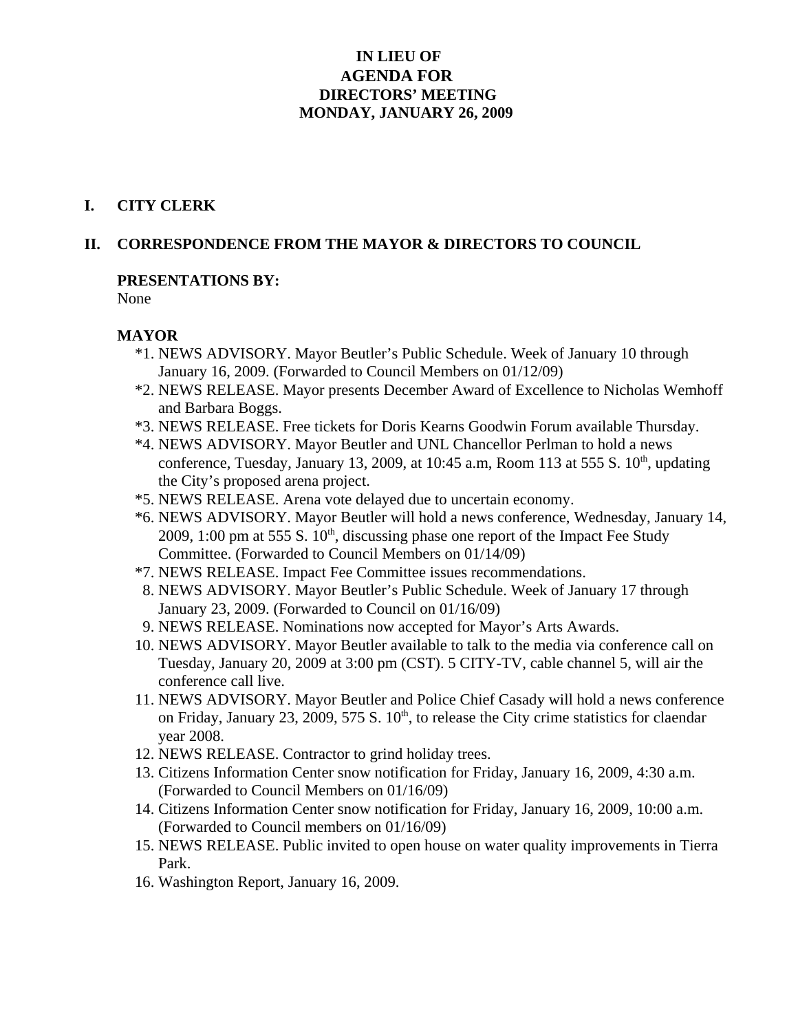# IN LIEU OF
# AGENDA FOR
# DIRECTORS' MEETING
# MONDAY, JANUARY 26, 2009

## I. CITY CLERK

## II. CORRESPONDENCE FROM THE MAYOR & DIRECTORS TO COUNCIL

**PRESENTATIONS BY:**
None

**MAYOR**

*1. NEWS ADVISORY. Mayor Beutler's Public Schedule. Week of January 10 through January 16, 2009. (Forwarded to Council Members on 01/12/09)

*2. NEWS RELEASE. Mayor presents December Award of Excellence to Nicholas Wemhoff and Barbara Boggs.

*3. NEWS RELEASE. Free tickets for Doris Kearns Goodwin Forum available Thursday.

*4. NEWS ADVISORY. Mayor Beutler and UNL Chancellor Perlman to hold a news conference, Tuesday, January 13, 2009, at 10:45 a.m, Room 113 at 555 S. 10th, updating the City's proposed arena project.

*5. NEWS RELEASE. Arena vote delayed due to uncertain economy.

*6. NEWS ADVISORY. Mayor Beutler will hold a news conference, Wednesday, January 14, 2009, 1:00 pm at 555 S. 10th, discussing phase one report of the Impact Fee Study Committee. (Forwarded to Council Members on 01/14/09)

*7. NEWS RELEASE. Impact Fee Committee issues recommendations.

8. NEWS ADVISORY. Mayor Beutler's Public Schedule. Week of January 17 through January 23, 2009. (Forwarded to Council on 01/16/09)

9. NEWS RELEASE. Nominations now accepted for Mayor's Arts Awards.

10. NEWS ADVISORY. Mayor Beutler available to talk to the media via conference call on Tuesday, January 20, 2009 at 3:00 pm (CST). 5 CITY-TV, cable channel 5, will air the conference call live.

11. NEWS ADVISORY. Mayor Beutler and Police Chief Casady will hold a news conference on Friday, January 23, 2009, 575 S. 10th, to release the City crime statistics for claendar year 2008.

12. NEWS RELEASE. Contractor to grind holiday trees.

13. Citizens Information Center snow notification for Friday, January 16, 2009, 4:30 a.m. (Forwarded to Council Members on 01/16/09)

14. Citizens Information Center snow notification for Friday, January 16, 2009, 10:00 a.m. (Forwarded to Council members on 01/16/09)

15. NEWS RELEASE. Public invited to open house on water quality improvements in Tierra Park.

16. Washington Report, January 16, 2009.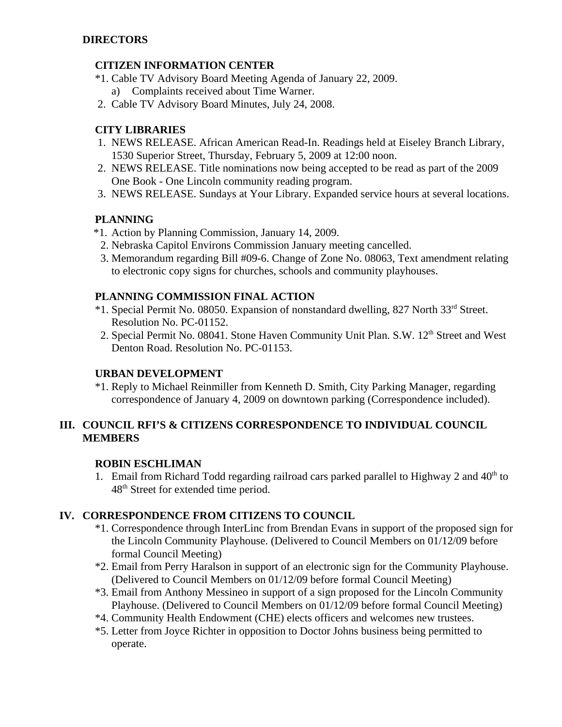**DIRECTORS**

**CITIZEN INFORMATION CENTER**

*1. Cable TV Advisory Board Meeting Agenda of January 22, 2009.
   a) Complaints received about Time Warner.
2. Cable TV Advisory Board Minutes, July 24, 2008.

**CITY LIBRARIES**

1. NEWS RELEASE. African American Read-In. Readings held at Eiseley Branch Library, 1530 Superior Street, Thursday, February 5, 2009 at 12:00 noon.
2. NEWS RELEASE. Title nominations now being accepted to be read as part of the 2009 One Book - One Lincoln community reading program.
3. NEWS RELEASE. Sundays at Your Library. Expanded service hours at several locations.

**PLANNING**

*1. Action by Planning Commission, January 14, 2009.
2. Nebraska Capitol Environs Commission January meeting cancelled.
3. Memorandum regarding Bill #09-6. Change of Zone No. 08063, Text amendment relating to electronic copy signs for churches, schools and community playhouses.

**PLANNING COMMISSION FINAL ACTION**

*1. Special Permit No. 08050. Expansion of nonstandard dwelling, 827 North 33rd Street. Resolution No. PC-01152.
2. Special Permit No. 08041. Stone Haven Community Unit Plan. S.W. 12th Street and West Denton Road. Resolution No. PC-01153.

**URBAN DEVELOPMENT**

*1. Reply to Michael Reinmiller from Kenneth D. Smith, City Parking Manager, regarding correspondence of January 4, 2009 on downtown parking (Correspondence included).

## III. COUNCIL RFI'S & CITIZENS CORRESPONDENCE TO INDIVIDUAL COUNCIL MEMBERS

**ROBIN ESCHLIMAN**

1. Email from Richard Todd regarding railroad cars parked parallel to Highway 2 and 40th to 48th Street for extended time period.

## IV. CORRESPONDENCE FROM CITIZENS TO COUNCIL

*1. Correspondence through InterLinc from Brendan Evans in support of the proposed sign for the Lincoln Community Playhouse. (Delivered to Council Members on 01/12/09 before formal Council Meeting)
*2. Email from Perry Haralson in support of an electronic sign for the Community Playhouse. (Delivered to Council Members on 01/12/09 before formal Council Meeting)
*3. Email from Anthony Messineo in support of a sign proposed for the Lincoln Community Playhouse. (Delivered to Council Members on 01/12/09 before formal Council Meeting)
*4. Community Health Endowment (CHE) elects officers and welcomes new trustees.
*5. Letter from Joyce Richter in opposition to Doctor Johns business being permitted to operate.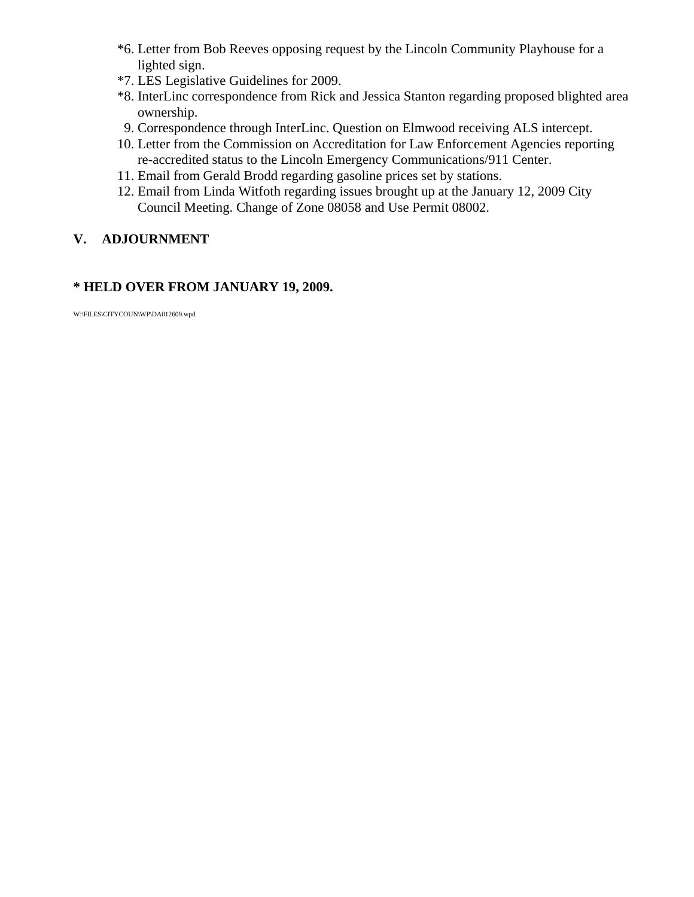*6. Letter from Bob Reeves opposing request by the Lincoln Community Playhouse for a lighted sign.
*7. LES Legislative Guidelines for 2009.
*8. InterLinc correspondence from Rick and Jessica Stanton regarding proposed blighted area ownership.
9. Correspondence through InterLinc. Question on Elmwood receiving ALS intercept.
10. Letter from the Commission on Accreditation for Law Enforcement Agencies reporting re-accredited status to the Lincoln Emergency Communications/911 Center.
11. Email from Gerald Brodd regarding gasoline prices set by stations.
12. Email from Linda Witfoth regarding issues brought up at the January 12, 2009 City Council Meeting. Change of Zone 08058 and Use Permit 08002.

## V. ADJOURNMENT

**\* HELD OVER FROM JANUARY 19, 2009.**

W:\FILES\CITYCOUN\WP\DA012609.wpd